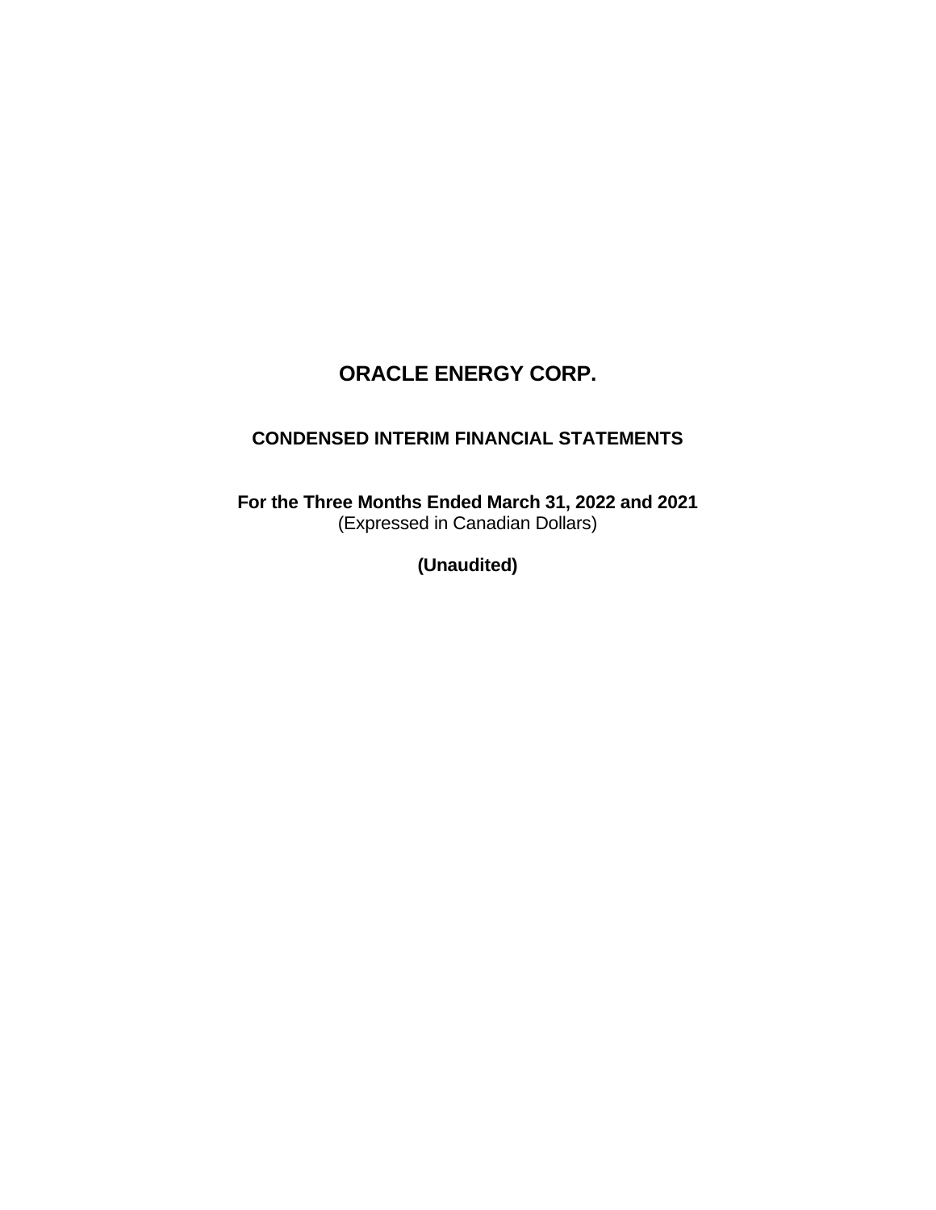# ORACLE ENERGY CORP.

## CONDENSED INTERIM FINANCIAL STATEMENTS

**For the Three Months Ended March 31, 2022 and 2021**
(Expressed in Canadian Dollars)

**(Unaudited)**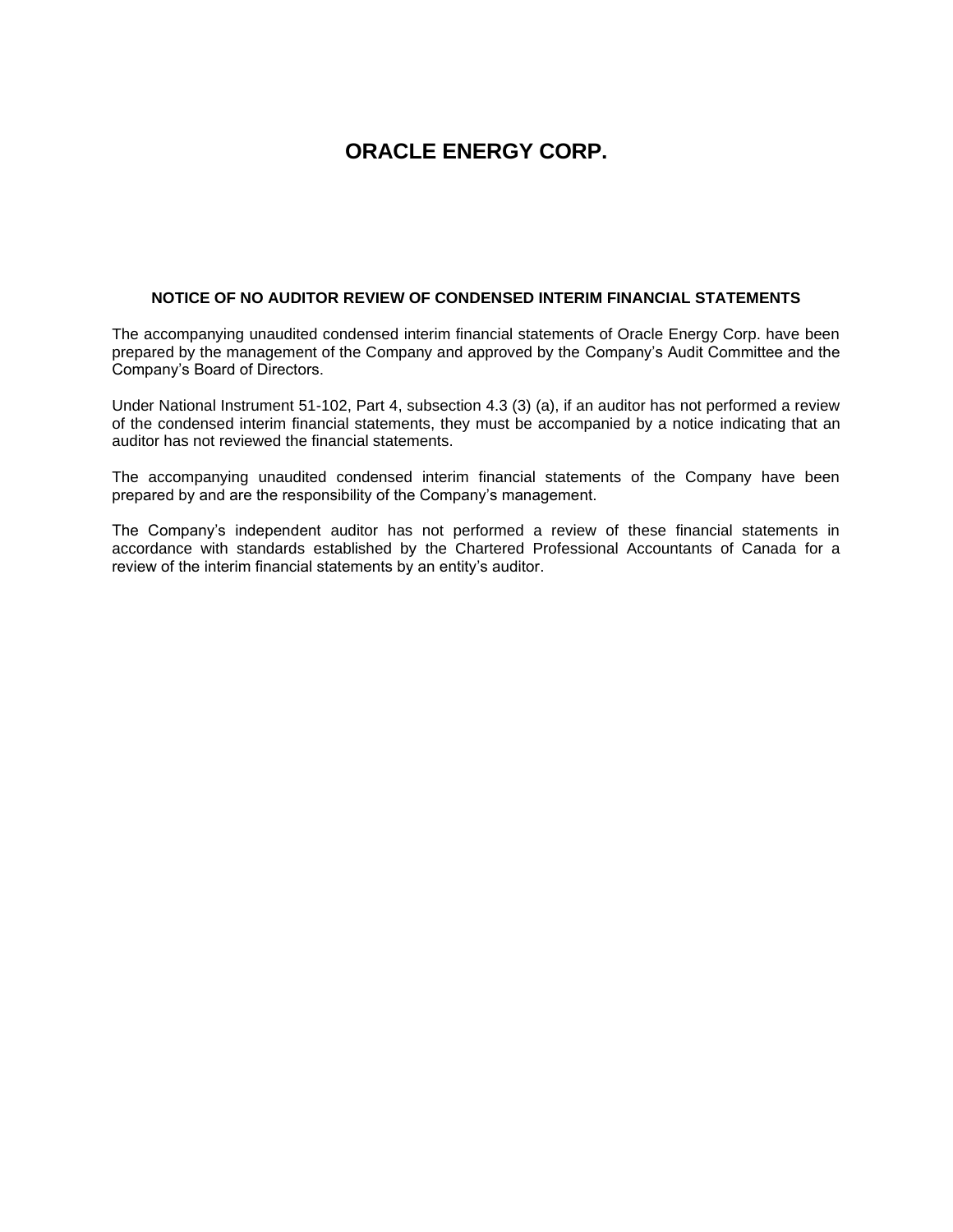# ORACLE ENERGY CORP.

## NOTICE OF NO AUDITOR REVIEW OF CONDENSED INTERIM FINANCIAL STATEMENTS

The accompanying unaudited condensed interim financial statements of Oracle Energy Corp. have been prepared by the management of the Company and approved by the Company's Audit Committee and the Company's Board of Directors.

Under National Instrument 51-102, Part 4, subsection 4.3 (3) (a), if an auditor has not performed a review of the condensed interim financial statements, they must be accompanied by a notice indicating that an auditor has not reviewed the financial statements.

The accompanying unaudited condensed interim financial statements of the Company have been prepared by and are the responsibility of the Company's management.

The Company's independent auditor has not performed a review of these financial statements in accordance with standards established by the Chartered Professional Accountants of Canada for a review of the interim financial statements by an entity's auditor.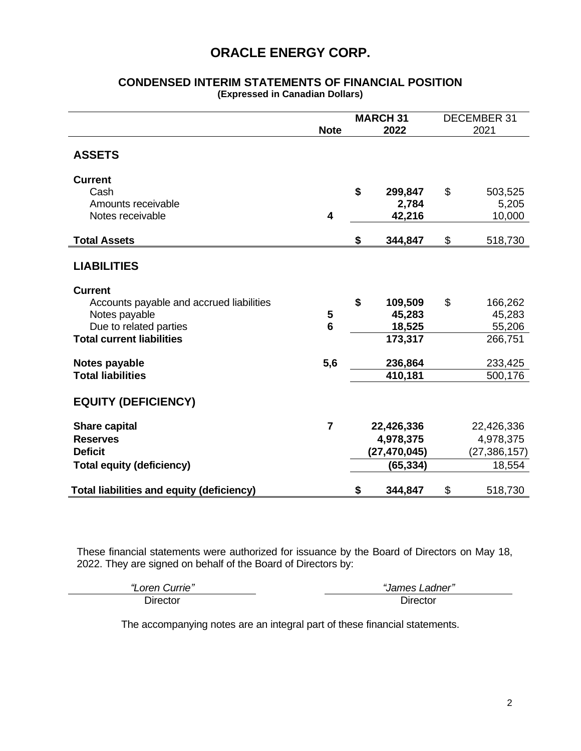# ORACLE ENERGY CORP.

## CONDENSED INTERIM STATEMENTS OF FINANCIAL POSITION

**(Expressed in Canadian Dollars)**

| | Note | MARCH 31 2022 | DECEMBER 31 2021 |
|---|---|---|---|
| **ASSETS** | | | |
| **Current** | | | |
| Cash | | $ 299,847 | $ 503,525 |
| Amounts receivable | | 2,784 | 5,205 |
| Notes receivable | 4 | 42,216 | 10,000 |
| **Total Assets** | | $ 344,847 | $ 518,730 |
| **LIABILITIES** | | | |
| **Current** | | | |
| Accounts payable and accrued liabilities | | $ 109,509 | $ 166,262 |
| Notes payable | 5 | 45,283 | 45,283 |
| Due to related parties | 6 | 18,525 | 55,206 |
| **Total current liabilities** | | 173,317 | 266,751 |
| **Notes payable** | 5,6 | 236,864 | 233,425 |
| **Total liabilities** | | 410,181 | 500,176 |
| **EQUITY (DEFICIENCY)** | | | |
| **Share capital** | 7 | 22,426,336 | 22,426,336 |
| **Reserves** | | 4,978,375 | 4,978,375 |
| **Deficit** | | (27,470,045) | (27,386,157) |
| **Total equity (deficiency)** | | (65,334) | 18,554 |
| **Total liabilities and equity (deficiency)** | | $ 344,847 | $ 518,730 |

These financial statements were authorized for issuance by the Board of Directors on May 18, 2022. They are signed on behalf of the Board of Directors by:

| *"Loren Currie"* | *"James Ladner"* |
|---|---|
| Director | Director |

The accompanying notes are an integral part of these financial statements.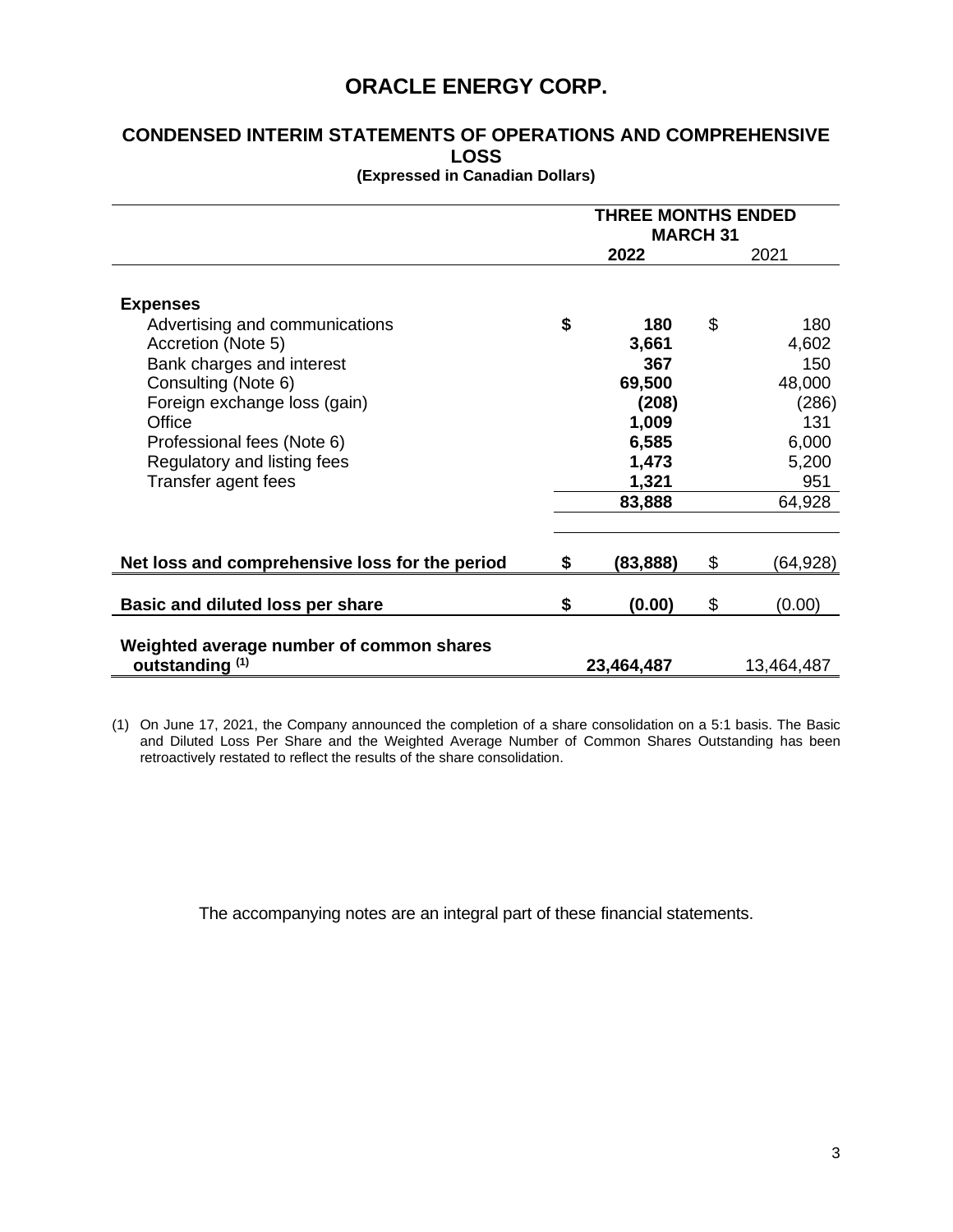# ORACLE ENERGY CORP.

## CONDENSED INTERIM STATEMENTS OF OPERATIONS AND COMPREHENSIVE LOSS

**(Expressed in Canadian Dollars)**

| | THREE MONTHS ENDED MARCH 31 | |
|---|---|---|
| | **2022** | 2021 |
| **Expenses** | | |
| Advertising and communications | **$ 180** | $ 180 |
| Accretion (Note 5) | **3,661** | 4,602 |
| Bank charges and interest | **367** | 150 |
| Consulting (Note 6) | **69,500** | 48,000 |
| Foreign exchange loss (gain) | **(208)** | (286) |
| Office | **1,009** | 131 |
| Professional fees (Note 6) | **6,585** | 6,000 |
| Regulatory and listing fees | **1,473** | 5,200 |
| Transfer agent fees | **1,321** | 951 |
| | **83,888** | 64,928 |
| **Net loss and comprehensive loss for the period** | **$ (83,888)** | $ (64,928) |
| **Basic and diluted loss per share** | **$ (0.00)** | $ (0.00) |
| **Weighted average number of common shares outstanding [(1)]** | **23,464,487** | 13,464,487 |

(1) On June 17, 2021, the Company announced the completion of a share consolidation on a 5:1 basis. The Basic and Diluted Loss Per Share and the Weighted Average Number of Common Shares Outstanding has been retroactively restated to reflect the results of the share consolidation.

The accompanying notes are an integral part of these financial statements.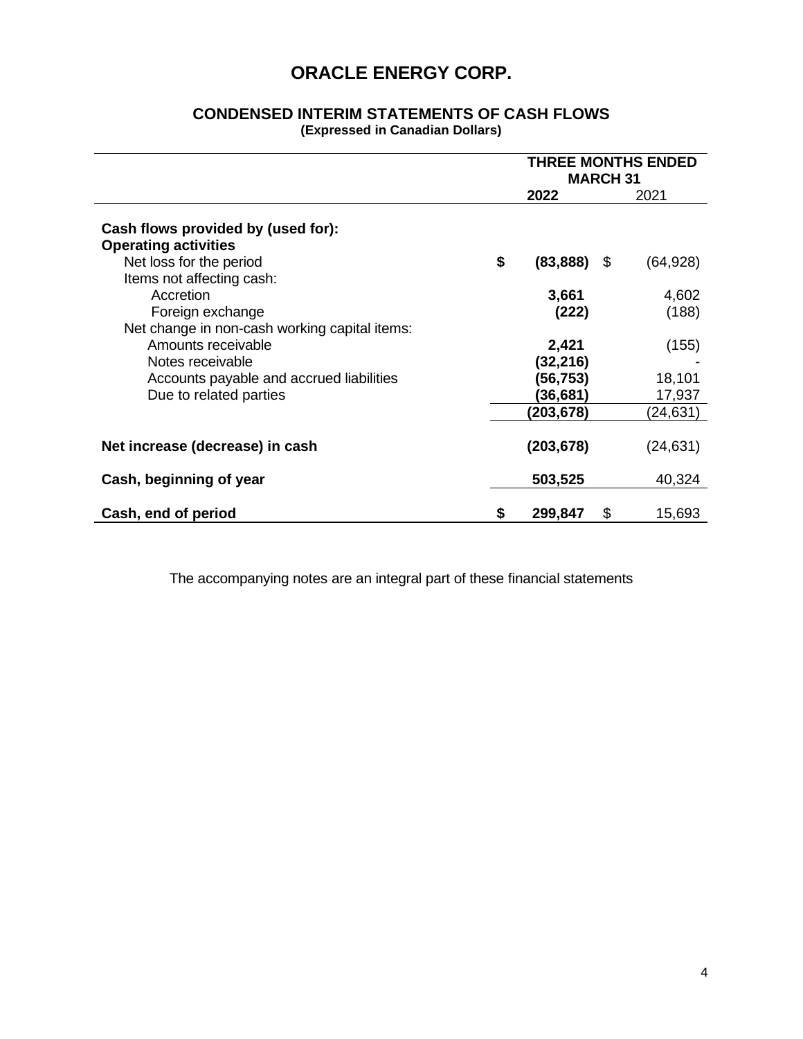# ORACLE ENERGY CORP.

## CONDENSED INTERIM STATEMENTS OF CASH FLOWS

**(Expressed in Canadian Dollars)**

| | THREE MONTHS ENDED MARCH 31 | |
|---|---|---|
| | **2022** | 2021 |
| **Cash flows provided by (used for):** | | |
| **Operating activities** | | |
| Net loss for the period | **$ (83,888)** | $ (64,928) |
| Items not affecting cash: | | |
| Accretion | **3,661** | 4,602 |
| Foreign exchange | **(222)** | (188) |
| Net change in non-cash working capital items: | | |
| Amounts receivable | **2,421** | (155) |
| Notes receivable | **(32,216)** | - |
| Accounts payable and accrued liabilities | **(56,753)** | 18,101 |
| Due to related parties | **(36,681)** | 17,937 |
| | **(203,678)** | (24,631) |
| **Net increase (decrease) in cash** | **(203,678)** | (24,631) |
| **Cash, beginning of year** | **503,525** | 40,324 |
| **Cash, end of period** | **$ 299,847** | $ 15,693 |

The accompanying notes are an integral part of these financial statements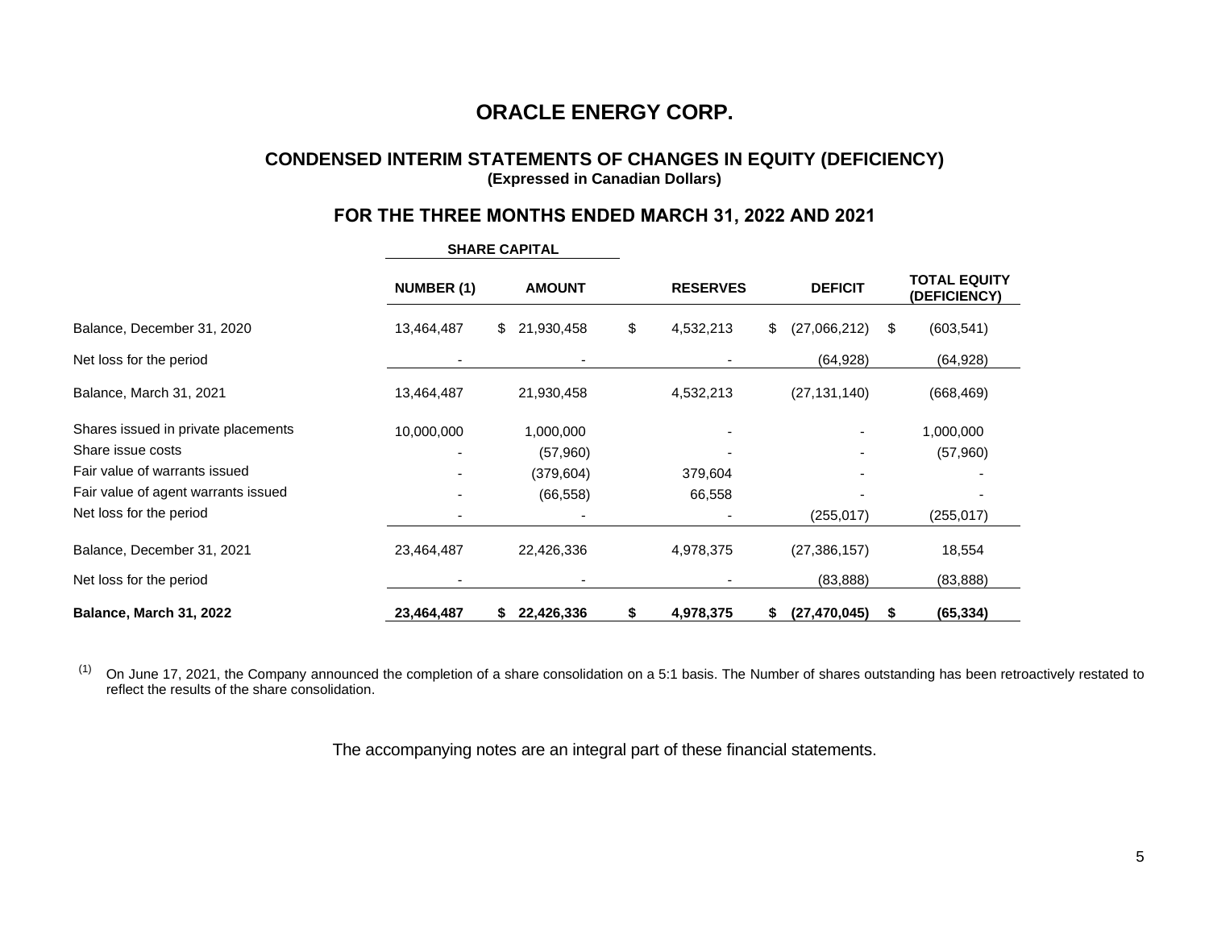# ORACLE ENERGY CORP.

## CONDENSED INTERIM STATEMENTS OF CHANGES IN EQUITY (DEFICIENCY)

**(Expressed in Canadian Dollars)**

## FOR THE THREE MONTHS ENDED MARCH 31, 2022 AND 2021

| | SHARE CAPITAL | | | | |
|---|---|---|---|---|---|
| | **NUMBER (1)** | **AMOUNT** | **RESERVES** | **DEFICIT** | **TOTAL EQUITY (DEFICIENCY)** |
| Balance, December 31, 2020 | 13,464,487 | $ 21,930,458 | $ 4,532,213 | $ (27,066,212) | $ (603,541) |
| Net loss for the period | - | - | - | (64,928) | (64,928) |
| Balance, March 31, 2021 | 13,464,487 | 21,930,458 | 4,532,213 | (27,131,140) | (668,469) |
| Shares issued in private placements | 10,000,000 | 1,000,000 | - | - | 1,000,000 |
| Share issue costs | - | (57,960) | - | - | (57,960) |
| Fair value of warrants issued | - | (379,604) | 379,604 | - | - |
| Fair value of agent warrants issued | - | (66,558) | 66,558 | - | - |
| Net loss for the period | - | - | - | (255,017) | (255,017) |
| Balance, December 31, 2021 | 23,464,487 | 22,426,336 | 4,978,375 | (27,386,157) | 18,554 |
| Net loss for the period | - | - | - | (83,888) | (83,888) |
| **Balance, March 31, 2022** | **23,464,487** | **$ 22,426,336** | **$ 4,978,375** | **$ (27,470,045)** | **$ (65,334)** |

(1) On June 17, 2021, the Company announced the completion of a share consolidation on a 5:1 basis. The Number of shares outstanding has been retroactively restated to reflect the results of the share consolidation.

The accompanying notes are an integral part of these financial statements.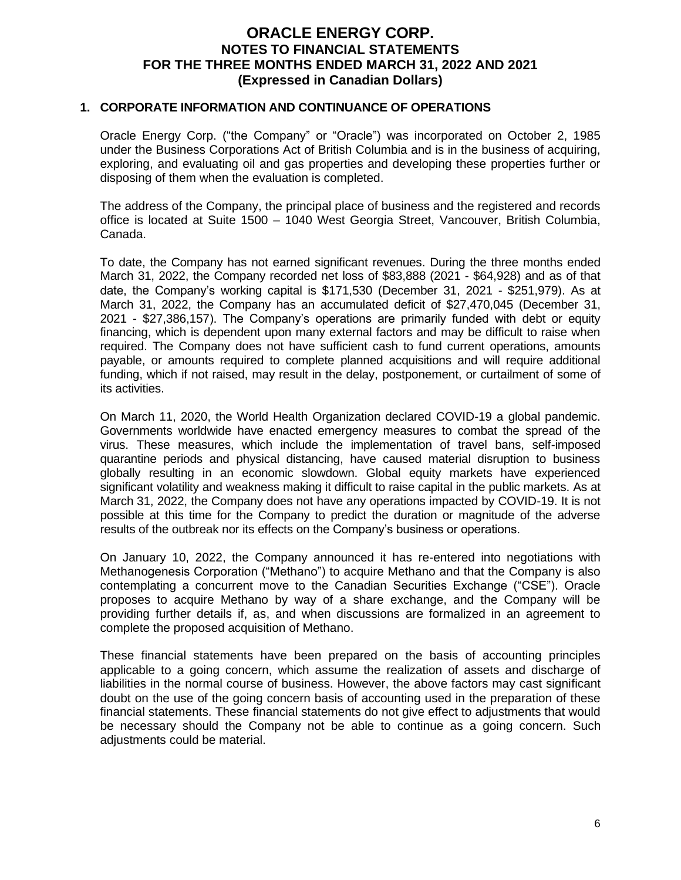# ORACLE ENERGY CORP.
## NOTES TO FINANCIAL STATEMENTS
## FOR THE THREE MONTHS ENDED MARCH 31, 2022 AND 2021
## (Expressed in Canadian Dollars)

### 1. CORPORATE INFORMATION AND CONTINUANCE OF OPERATIONS

Oracle Energy Corp. ("the Company" or "Oracle") was incorporated on October 2, 1985 under the Business Corporations Act of British Columbia and is in the business of acquiring, exploring, and evaluating oil and gas properties and developing these properties further or disposing of them when the evaluation is completed.

The address of the Company, the principal place of business and the registered and records office is located at Suite 1500 – 1040 West Georgia Street, Vancouver, British Columbia, Canada.

To date, the Company has not earned significant revenues. During the three months ended March 31, 2022, the Company recorded net loss of $83,888 (2021 - $64,928) and as of that date, the Company's working capital is $171,530 (December 31, 2021 - $251,979). As at March 31, 2022, the Company has an accumulated deficit of $27,470,045 (December 31, 2021 - $27,386,157). The Company's operations are primarily funded with debt or equity financing, which is dependent upon many external factors and may be difficult to raise when required. The Company does not have sufficient cash to fund current operations, amounts payable, or amounts required to complete planned acquisitions and will require additional funding, which if not raised, may result in the delay, postponement, or curtailment of some of its activities.

On March 11, 2020, the World Health Organization declared COVID-19 a global pandemic. Governments worldwide have enacted emergency measures to combat the spread of the virus. These measures, which include the implementation of travel bans, self-imposed quarantine periods and physical distancing, have caused material disruption to business globally resulting in an economic slowdown. Global equity markets have experienced significant volatility and weakness making it difficult to raise capital in the public markets. As at March 31, 2022, the Company does not have any operations impacted by COVID-19. It is not possible at this time for the Company to predict the duration or magnitude of the adverse results of the outbreak nor its effects on the Company's business or operations.

On January 10, 2022, the Company announced it has re-entered into negotiations with Methanogenesis Corporation ("Methano") to acquire Methano and that the Company is also contemplating a concurrent move to the Canadian Securities Exchange ("CSE"). Oracle proposes to acquire Methano by way of a share exchange, and the Company will be providing further details if, as, and when discussions are formalized in an agreement to complete the proposed acquisition of Methano.

These financial statements have been prepared on the basis of accounting principles applicable to a going concern, which assume the realization of assets and discharge of liabilities in the normal course of business. However, the above factors may cast significant doubt on the use of the going concern basis of accounting used in the preparation of these financial statements. These financial statements do not give effect to adjustments that would be necessary should the Company not be able to continue as a going concern. Such adjustments could be material.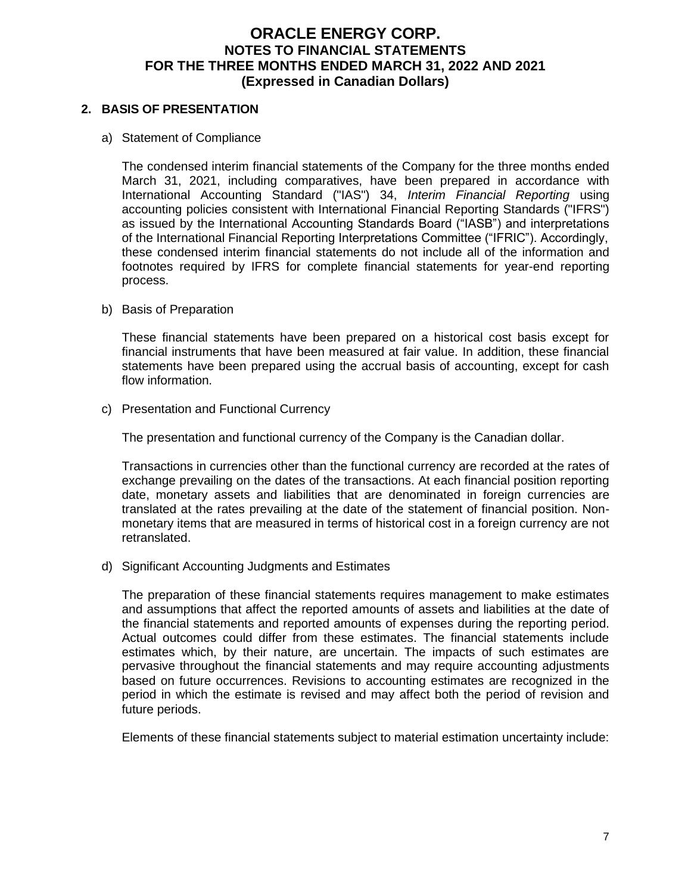## 2. BASIS OF PRESENTATION

a) Statement of Compliance

The condensed interim financial statements of the Company for the three months ended March 31, 2021, including comparatives, have been prepared in accordance with International Accounting Standard ("IAS") 34, *Interim Financial Reporting* using accounting policies consistent with International Financial Reporting Standards ("IFRS") as issued by the International Accounting Standards Board ("IASB") and interpretations of the International Financial Reporting Interpretations Committee ("IFRIC"). Accordingly, these condensed interim financial statements do not include all of the information and footnotes required by IFRS for complete financial statements for year-end reporting process.

b) Basis of Preparation

These financial statements have been prepared on a historical cost basis except for financial instruments that have been measured at fair value. In addition, these financial statements have been prepared using the accrual basis of accounting, except for cash flow information.

c) Presentation and Functional Currency

The presentation and functional currency of the Company is the Canadian dollar.

Transactions in currencies other than the functional currency are recorded at the rates of exchange prevailing on the dates of the transactions. At each financial position reporting date, monetary assets and liabilities that are denominated in foreign currencies are translated at the rates prevailing at the date of the statement of financial position. Non-monetary items that are measured in terms of historical cost in a foreign currency are not retranslated.

d) Significant Accounting Judgments and Estimates

The preparation of these financial statements requires management to make estimates and assumptions that affect the reported amounts of assets and liabilities at the date of the financial statements and reported amounts of expenses during the reporting period. Actual outcomes could differ from these estimates. The financial statements include estimates which, by their nature, are uncertain. The impacts of such estimates are pervasive throughout the financial statements and may require accounting adjustments based on future occurrences. Revisions to accounting estimates are recognized in the period in which the estimate is revised and may affect both the period of revision and future periods.

Elements of these financial statements subject to material estimation uncertainty include: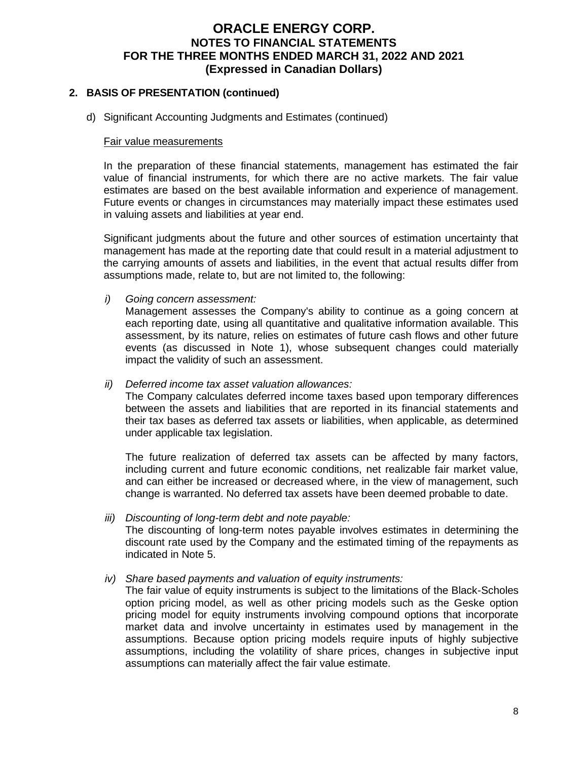## 2. BASIS OF PRESENTATION (continued)

d) Significant Accounting Judgments and Estimates (continued)

Fair value measurements

In the preparation of these financial statements, management has estimated the fair value of financial instruments, for which there are no active markets. The fair value estimates are based on the best available information and experience of management. Future events or changes in circumstances may materially impact these estimates used in valuing assets and liabilities at year end.

Significant judgments about the future and other sources of estimation uncertainty that management has made at the reporting date that could result in a material adjustment to the carrying amounts of assets and liabilities, in the event that actual results differ from assumptions made, relate to, but are not limited to, the following:

*i) Going concern assessment:*
Management assesses the Company's ability to continue as a going concern at each reporting date, using all quantitative and qualitative information available. This assessment, by its nature, relies on estimates of future cash flows and other future events (as discussed in Note 1), whose subsequent changes could materially impact the validity of such an assessment.

*ii) Deferred income tax asset valuation allowances:*
The Company calculates deferred income taxes based upon temporary differences between the assets and liabilities that are reported in its financial statements and their tax bases as deferred tax assets or liabilities, when applicable, as determined under applicable tax legislation.

The future realization of deferred tax assets can be affected by many factors, including current and future economic conditions, net realizable fair market value, and can either be increased or decreased where, in the view of management, such change is warranted. No deferred tax assets have been deemed probable to date.

*iii) Discounting of long-term debt and note payable:*
The discounting of long-term notes payable involves estimates in determining the discount rate used by the Company and the estimated timing of the repayments as indicated in Note 5.

*iv) Share based payments and valuation of equity instruments:*
The fair value of equity instruments is subject to the limitations of the Black-Scholes option pricing model, as well as other pricing models such as the Geske option pricing model for equity instruments involving compound options that incorporate market data and involve uncertainty in estimates used by management in the assumptions. Because option pricing models require inputs of highly subjective assumptions, including the volatility of share prices, changes in subjective input assumptions can materially affect the fair value estimate.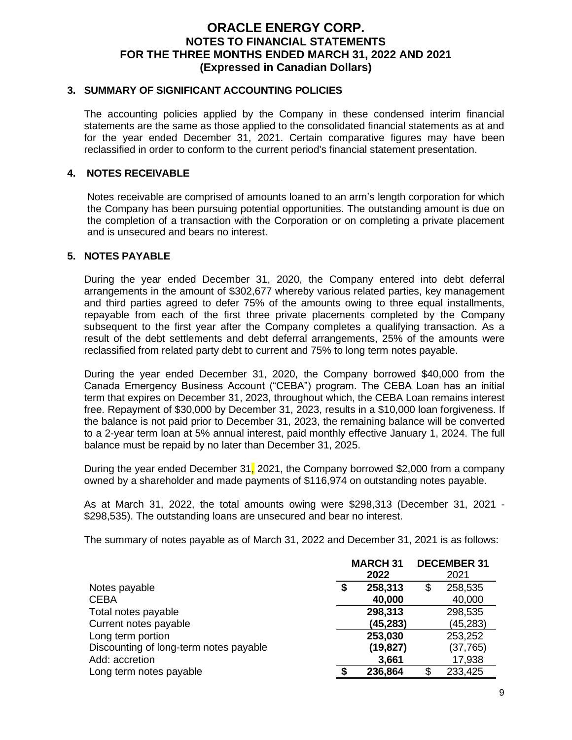# ORACLE ENERGY CORP.
## NOTES TO FINANCIAL STATEMENTS
## FOR THE THREE MONTHS ENDED MARCH 31, 2022 AND 2021
## (Expressed in Canadian Dollars)

### 3. SUMMARY OF SIGNIFICANT ACCOUNTING POLICIES

The accounting policies applied by the Company in these condensed interim financial statements are the same as those applied to the consolidated financial statements as at and for the year ended December 31, 2021. Certain comparative figures may have been reclassified in order to conform to the current period's financial statement presentation.

### 4. NOTES RECEIVABLE

Notes receivable are comprised of amounts loaned to an arm's length corporation for which the Company has been pursuing potential opportunities. The outstanding amount is due on the completion of a transaction with the Corporation or on completing a private placement and is unsecured and bears no interest.

### 5. NOTES PAYABLE

During the year ended December 31, 2020, the Company entered into debt deferral arrangements in the amount of $302,677 whereby various related parties, key management and third parties agreed to defer 75% of the amounts owing to three equal installments, repayable from each of the first three private placements completed by the Company subsequent to the first year after the Company completes a qualifying transaction. As a result of the debt settlements and debt deferral arrangements, 25% of the amounts were reclassified from related party debt to current and 75% to long term notes payable.

During the year ended December 31, 2020, the Company borrowed $40,000 from the Canada Emergency Business Account ("CEBA") program. The CEBA Loan has an initial term that expires on December 31, 2023, throughout which, the CEBA Loan remains interest free. Repayment of $30,000 by December 31, 2023, results in a $10,000 loan forgiveness. If the balance is not paid prior to December 31, 2023, the remaining balance will be converted to a 2-year term loan at 5% annual interest, paid monthly effective January 1, 2024. The full balance must be repaid by no later than December 31, 2025.

During the year ended December 31, 2021, the Company borrowed $2,000 from a company owned by a shareholder and made payments of $116,974 on outstanding notes payable.

As at March 31, 2022, the total amounts owing were $298,313 (December 31, 2021 - $298,535). The outstanding loans are unsecured and bear no interest.

The summary of notes payable as of March 31, 2022 and December 31, 2021 is as follows:

| | **MARCH 31 2022** | **DECEMBER 31 2021** |
|---|---|---|
| Notes payable | **$ 258,313** | $ 258,535 |
| CEBA | **40,000** | 40,000 |
| Total notes payable | **298,313** | 298,535 |
| Current notes payable | **(45,283)** | (45,283) |
| Long term portion | **253,030** | 253,252 |
| Discounting of long-term notes payable | **(19,827)** | (37,765) |
| Add: accretion | **3,661** | 17,938 |
| Long term notes payable | **$ 236,864** | $ 233,425 |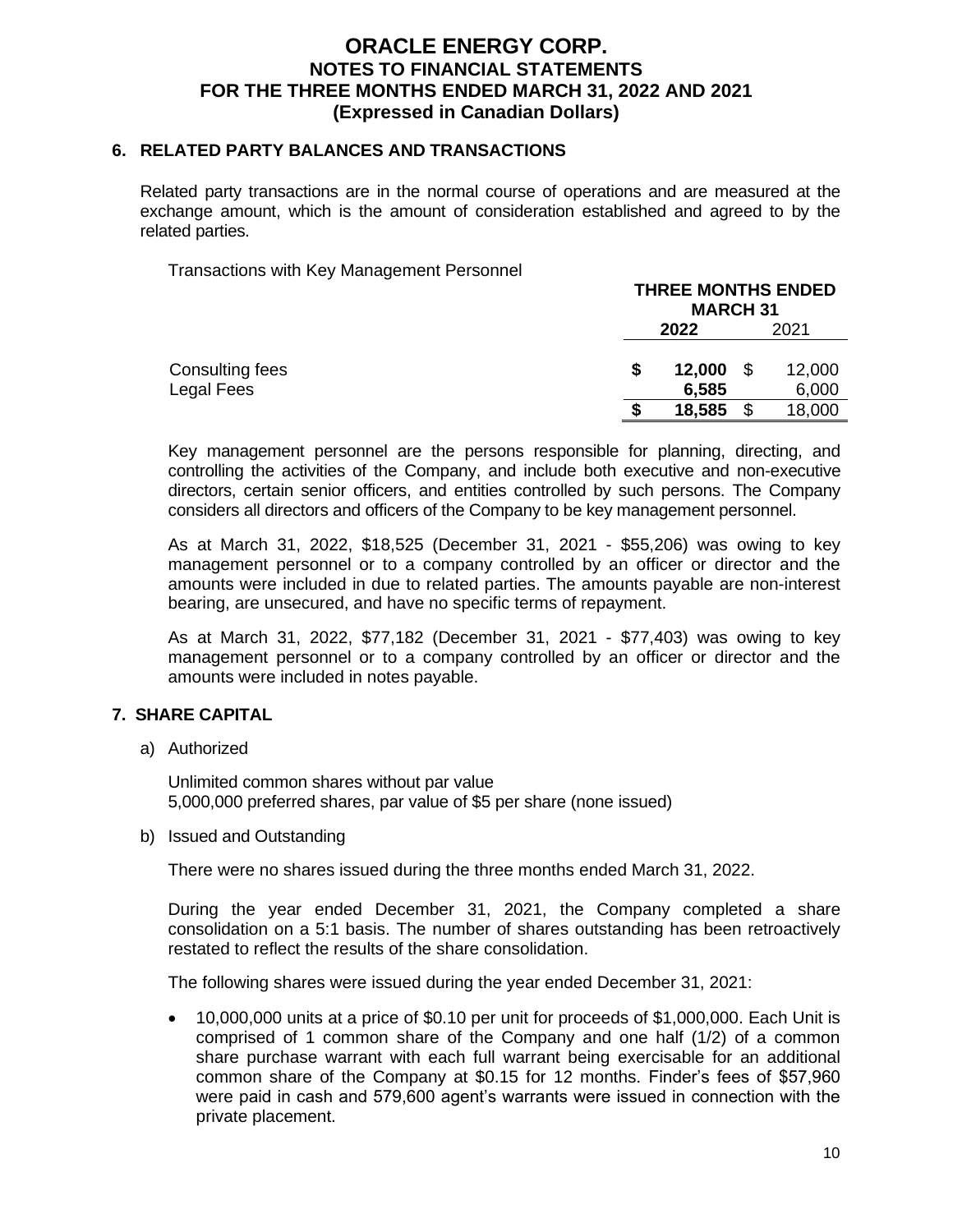# ORACLE ENERGY CORP.
## NOTES TO FINANCIAL STATEMENTS
## FOR THE THREE MONTHS ENDED MARCH 31, 2022 AND 2021
## (Expressed in Canadian Dollars)

### 6. RELATED PARTY BALANCES AND TRANSACTIONS

Related party transactions are in the normal course of operations and are measured at the exchange amount, which is the amount of consideration established and agreed to by the related parties.

Transactions with Key Management Personnel

| | THREE MONTHS ENDED MARCH 31 | |
|---|---|---|
| | **2022** | 2021 |
| Consulting fees | **$ 12,000** | $ 12,000 |
| Legal Fees | **6,585** | 6,000 |
| | **$ 18,585** | $ 18,000 |

Key management personnel are the persons responsible for planning, directing, and controlling the activities of the Company, and include both executive and non-executive directors, certain senior officers, and entities controlled by such persons. The Company considers all directors and officers of the Company to be key management personnel.

As at March 31, 2022, $18,525 (December 31, 2021 - $55,206) was owing to key management personnel or to a company controlled by an officer or director and the amounts were included in due to related parties. The amounts payable are non-interest bearing, are unsecured, and have no specific terms of repayment.

As at March 31, 2022, $77,182 (December 31, 2021 - $77,403) was owing to key management personnel or to a company controlled by an officer or director and the amounts were included in notes payable.

### 7. SHARE CAPITAL

a) Authorized

Unlimited common shares without par value
5,000,000 preferred shares, par value of $5 per share (none issued)

b) Issued and Outstanding

There were no shares issued during the three months ended March 31, 2022.

During the year ended December 31, 2021, the Company completed a share consolidation on a 5:1 basis. The number of shares outstanding has been retroactively restated to reflect the results of the share consolidation.

The following shares were issued during the year ended December 31, 2021:

- 10,000,000 units at a price of $0.10 per unit for proceeds of $1,000,000. Each Unit is comprised of 1 common share of the Company and one half (1/2) of a common share purchase warrant with each full warrant being exercisable for an additional common share of the Company at $0.15 for 12 months. Finder's fees of $57,960 were paid in cash and 579,600 agent's warrants were issued in connection with the private placement.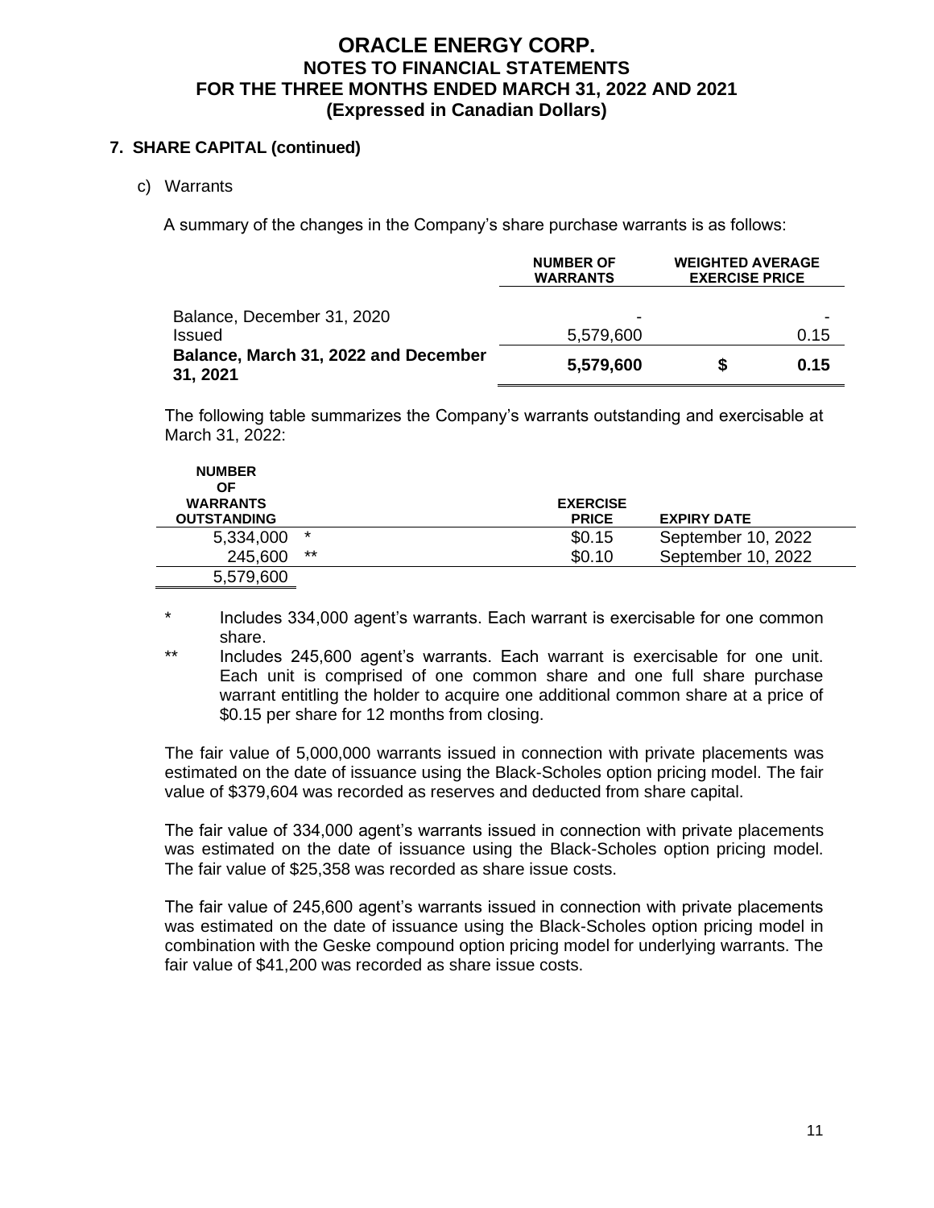# ORACLE ENERGY CORP.
## NOTES TO FINANCIAL STATEMENTS
## FOR THE THREE MONTHS ENDED MARCH 31, 2022 AND 2021
## (Expressed in Canadian Dollars)

### 7. SHARE CAPITAL (continued)

c) Warrants

A summary of the changes in the Company's share purchase warrants is as follows:

| | NUMBER OF WARRANTS | WEIGHTED AVERAGE EXERCISE PRICE | |
|---|---|---|---|
| Balance, December 31, 2020 | - | | - |
| Issued | 5,579,600 | | 0.15 |
| **Balance, March 31, 2022 and December 31, 2021** | **5,579,600** | **$** | **0.15** |

The following table summarizes the Company's warrants outstanding and exercisable at March 31, 2022:

| NUMBER OF WARRANTS OUTSTANDING | | EXERCISE PRICE | EXPIRY DATE |
|---|---|---|---|
| 5,334,000 | * | $0.15 | September 10, 2022 |
| 245,600 | ** | $0.10 | September 10, 2022 |
| 5,579,600 | | | |

\* Includes 334,000 agent's warrants. Each warrant is exercisable for one common share.

\** Includes 245,600 agent's warrants. Each warrant is exercisable for one unit. Each unit is comprised of one common share and one full share purchase warrant entitling the holder to acquire one additional common share at a price of $0.15 per share for 12 months from closing.

The fair value of 5,000,000 warrants issued in connection with private placements was estimated on the date of issuance using the Black-Scholes option pricing model. The fair value of $379,604 was recorded as reserves and deducted from share capital.

The fair value of 334,000 agent's warrants issued in connection with private placements was estimated on the date of issuance using the Black-Scholes option pricing model. The fair value of $25,358 was recorded as share issue costs.

The fair value of 245,600 agent's warrants issued in connection with private placements was estimated on the date of issuance using the Black-Scholes option pricing model in combination with the Geske compound option pricing model for underlying warrants. The fair value of $41,200 was recorded as share issue costs.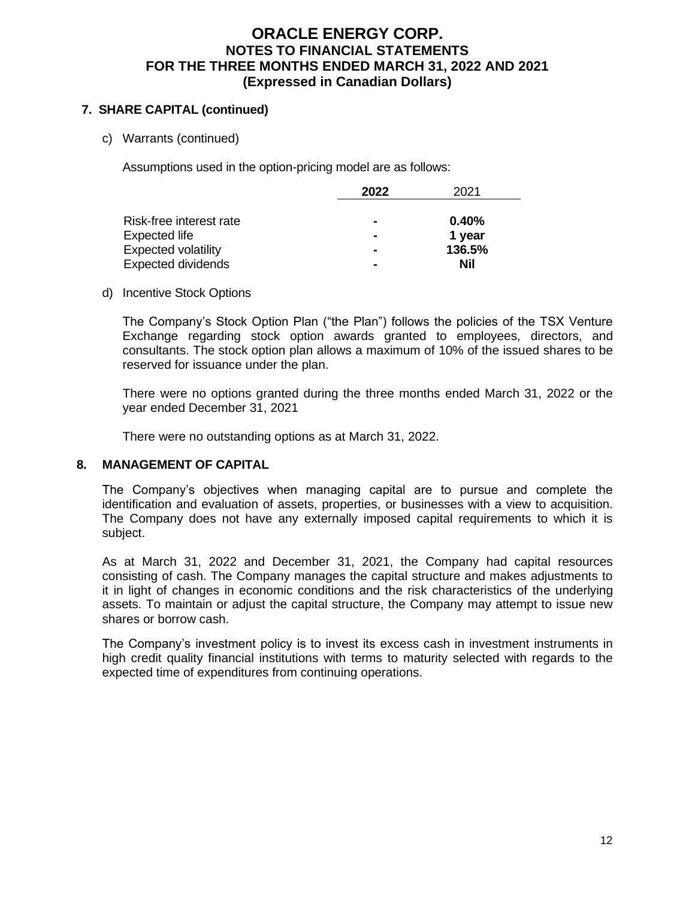## 7. SHARE CAPITAL (continued)

c) Warrants (continued)

Assumptions used in the option-pricing model are as follows:

| | 2022 | 2021 |
|---|---|---|
| Risk-free interest rate | - | 0.40% |
| Expected life | - | 1 year |
| Expected volatility | - | 136.5% |
| Expected dividends | - | Nil |

d) Incentive Stock Options

The Company's Stock Option Plan ("the Plan") follows the policies of the TSX Venture Exchange regarding stock option awards granted to employees, directors, and consultants. The stock option plan allows a maximum of 10% of the issued shares to be reserved for issuance under the plan.

There were no options granted during the three months ended March 31, 2022 or the year ended December 31, 2021

There were no outstanding options as at March 31, 2022.

## 8. MANAGEMENT OF CAPITAL

The Company's objectives when managing capital are to pursue and complete the identification and evaluation of assets, properties, or businesses with a view to acquisition. The Company does not have any externally imposed capital requirements to which it is subject.

As at March 31, 2022 and December 31, 2021, the Company had capital resources consisting of cash. The Company manages the capital structure and makes adjustments to it in light of changes in economic conditions and the risk characteristics of the underlying assets. To maintain or adjust the capital structure, the Company may attempt to issue new shares or borrow cash.

The Company's investment policy is to invest its excess cash in investment instruments in high credit quality financial institutions with terms to maturity selected with regards to the expected time of expenditures from continuing operations.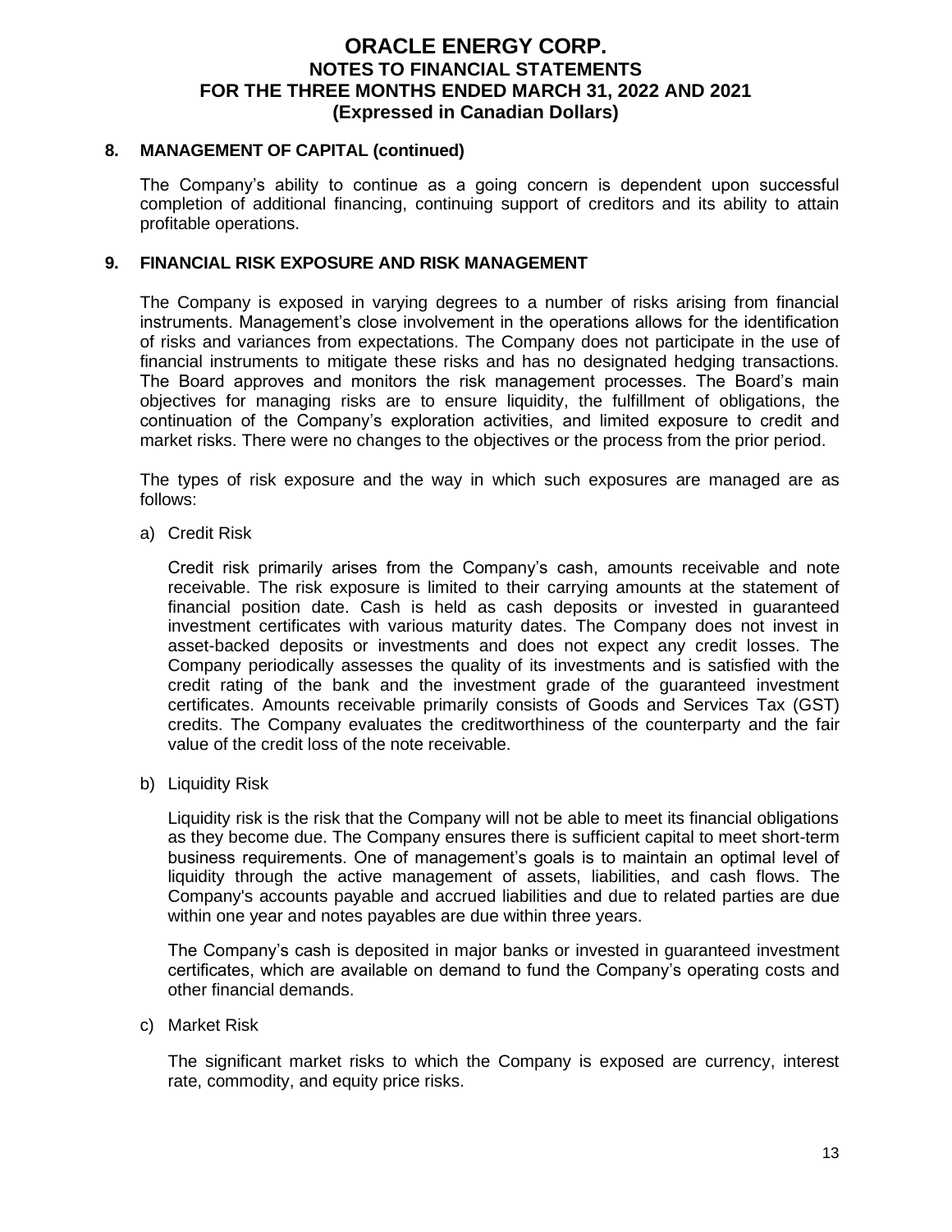## 8. MANAGEMENT OF CAPITAL (continued)

The Company's ability to continue as a going concern is dependent upon successful completion of additional financing, continuing support of creditors and its ability to attain profitable operations.

## 9. FINANCIAL RISK EXPOSURE AND RISK MANAGEMENT

The Company is exposed in varying degrees to a number of risks arising from financial instruments. Management's close involvement in the operations allows for the identification of risks and variances from expectations. The Company does not participate in the use of financial instruments to mitigate these risks and has no designated hedging transactions. The Board approves and monitors the risk management processes. The Board's main objectives for managing risks are to ensure liquidity, the fulfillment of obligations, the continuation of the Company's exploration activities, and limited exposure to credit and market risks. There were no changes to the objectives or the process from the prior period.

The types of risk exposure and the way in which such exposures are managed are as follows:

a) Credit Risk

Credit risk primarily arises from the Company's cash, amounts receivable and note receivable. The risk exposure is limited to their carrying amounts at the statement of financial position date. Cash is held as cash deposits or invested in guaranteed investment certificates with various maturity dates. The Company does not invest in asset-backed deposits or investments and does not expect any credit losses. The Company periodically assesses the quality of its investments and is satisfied with the credit rating of the bank and the investment grade of the guaranteed investment certificates. Amounts receivable primarily consists of Goods and Services Tax (GST) credits. The Company evaluates the creditworthiness of the counterparty and the fair value of the credit loss of the note receivable.

b) Liquidity Risk

Liquidity risk is the risk that the Company will not be able to meet its financial obligations as they become due. The Company ensures there is sufficient capital to meet short-term business requirements. One of management's goals is to maintain an optimal level of liquidity through the active management of assets, liabilities, and cash flows. The Company's accounts payable and accrued liabilities and due to related parties are due within one year and notes payables are due within three years.

The Company's cash is deposited in major banks or invested in guaranteed investment certificates, which are available on demand to fund the Company's operating costs and other financial demands.

c) Market Risk

The significant market risks to which the Company is exposed are currency, interest rate, commodity, and equity price risks.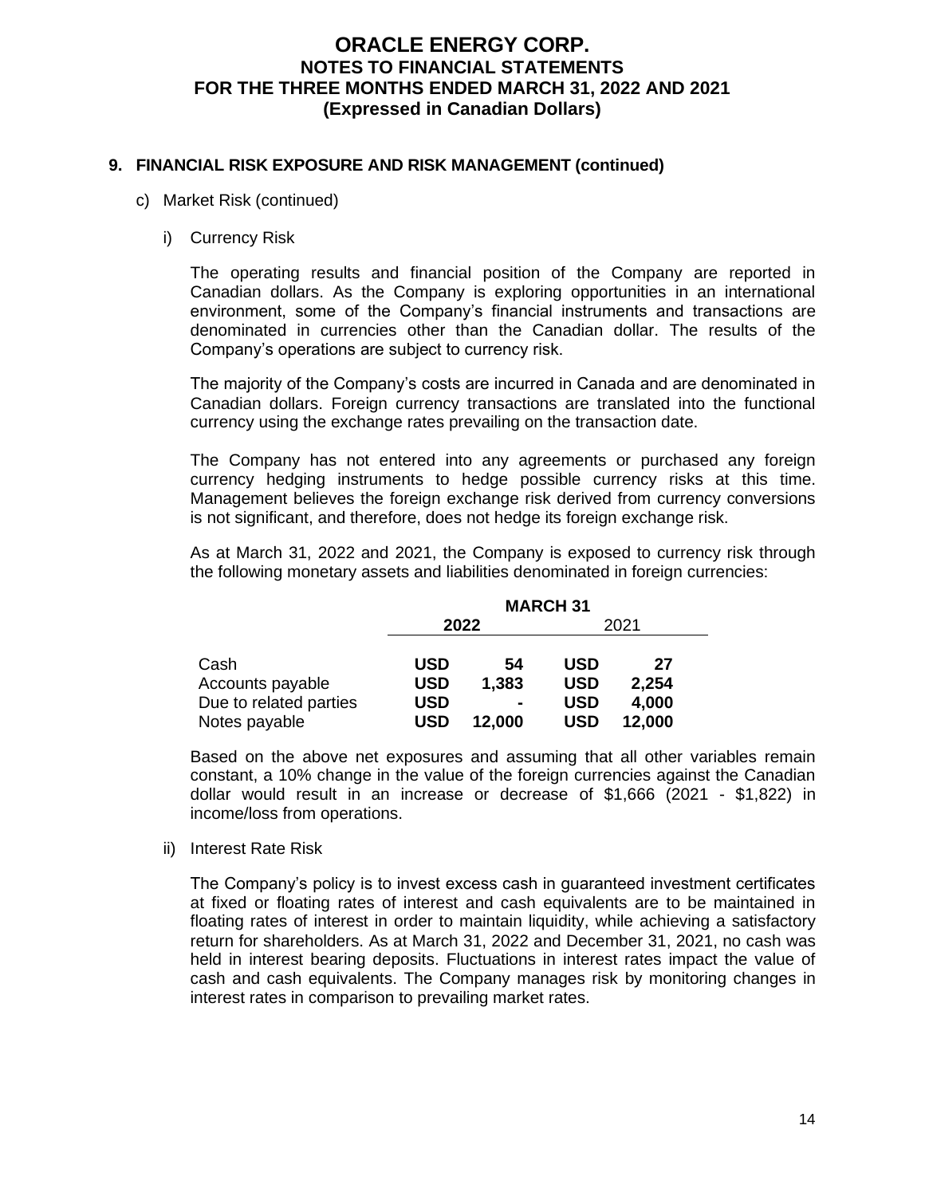## 9. FINANCIAL RISK EXPOSURE AND RISK MANAGEMENT (continued)

c) Market Risk (continued)

i) Currency Risk

The operating results and financial position of the Company are reported in Canadian dollars. As the Company is exploring opportunities in an international environment, some of the Company's financial instruments and transactions are denominated in currencies other than the Canadian dollar. The results of the Company's operations are subject to currency risk.

The majority of the Company's costs are incurred in Canada and are denominated in Canadian dollars. Foreign currency transactions are translated into the functional currency using the exchange rates prevailing on the transaction date.

The Company has not entered into any agreements or purchased any foreign currency hedging instruments to hedge possible currency risks at this time. Management believes the foreign exchange risk derived from currency conversions is not significant, and therefore, does not hedge its foreign exchange risk.

As at March 31, 2022 and 2021, the Company is exposed to currency risk through the following monetary assets and liabilities denominated in foreign currencies:

| | **MARCH 31** | | | |
|---|---|---|---|---|
| | **2022** | | 2021 | |
| Cash | **USD** | **54** | **USD** | **27** |
| Accounts payable | **USD** | **1,383** | **USD** | **2,254** |
| Due to related parties | **USD** | **-** | **USD** | **4,000** |
| Notes payable | **USD** | **12,000** | **USD** | **12,000** |

Based on the above net exposures and assuming that all other variables remain constant, a 10% change in the value of the foreign currencies against the Canadian dollar would result in an increase or decrease of $1,666 (2021 - $1,822) in income/loss from operations.

ii) Interest Rate Risk

The Company's policy is to invest excess cash in guaranteed investment certificates at fixed or floating rates of interest and cash equivalents are to be maintained in floating rates of interest in order to maintain liquidity, while achieving a satisfactory return for shareholders. As at March 31, 2022 and December 31, 2021, no cash was held in interest bearing deposits. Fluctuations in interest rates impact the value of cash and cash equivalents. The Company manages risk by monitoring changes in interest rates in comparison to prevailing market rates.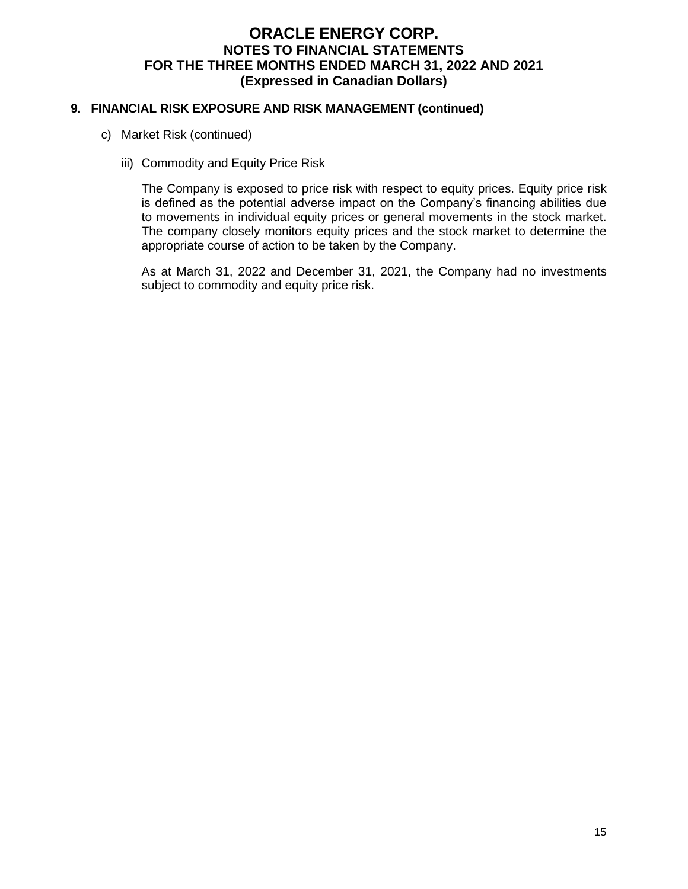## 9. FINANCIAL RISK EXPOSURE AND RISK MANAGEMENT (continued)

c) Market Risk (continued)

iii) Commodity and Equity Price Risk

The Company is exposed to price risk with respect to equity prices. Equity price risk is defined as the potential adverse impact on the Company's financing abilities due to movements in individual equity prices or general movements in the stock market. The company closely monitors equity prices and the stock market to determine the appropriate course of action to be taken by the Company.

As at March 31, 2022 and December 31, 2021, the Company had no investments subject to commodity and equity price risk.